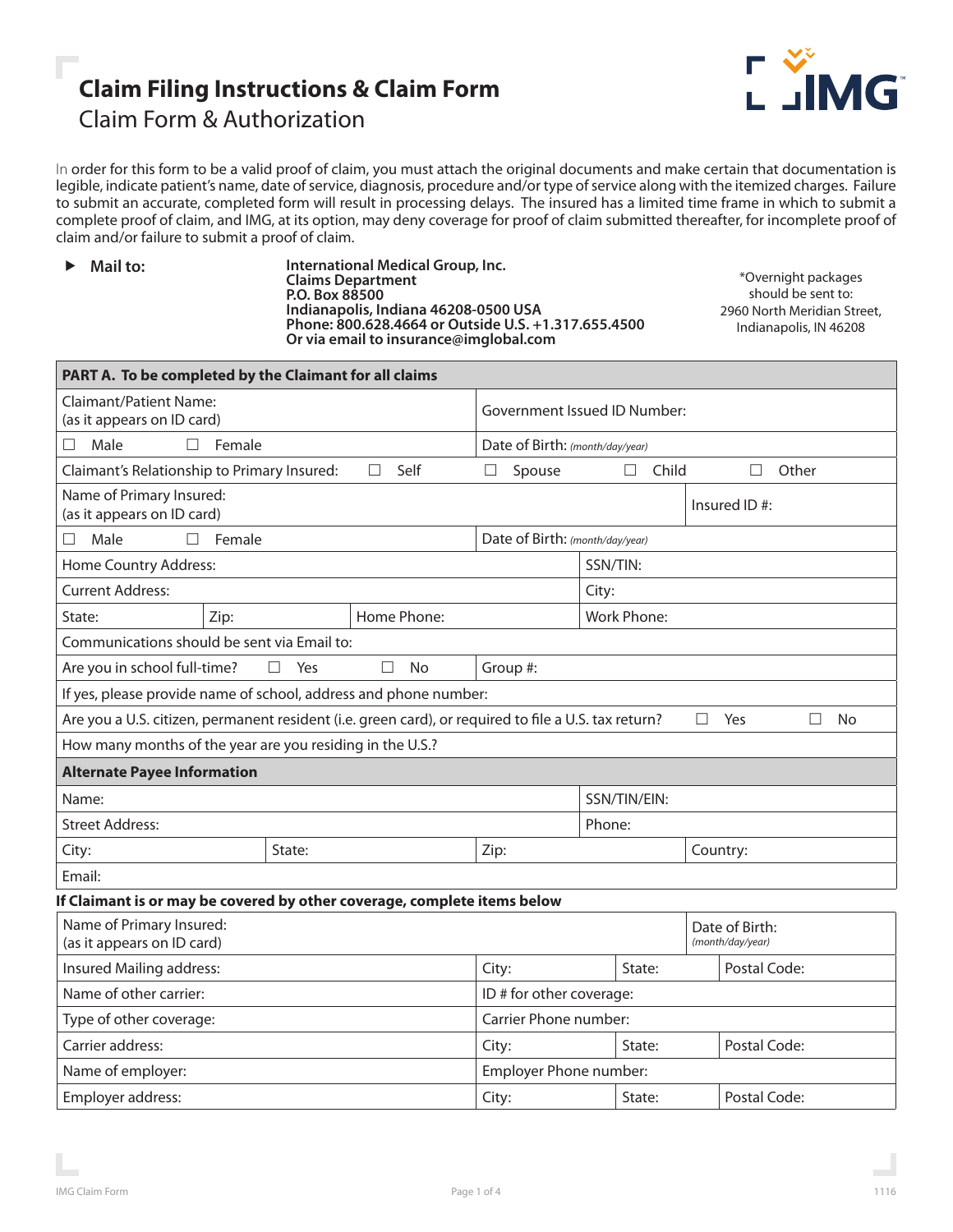# Claim Filing Instructions & Claim Form

## Claim Form & Authorization

In order for this form to be a valid proof of claim, you must attach the original documents and make certain that documentation is legible, indicate patient's name, date of service, diagnosis, procedure and/or type of service along with the itemized charges. Failure to submit an accurate, completed form will result in processing delays. The insured has a limited time frame in which to submit a complete proof of claim, and IMG, at its option, may deny coverage for proof of claim submitted thereafter, for incomplete proof of claim and/or failure to submit a proof of claim.

▶ **Mail to:**

**International Medical Group, Inc.**
**Claims Department**
**P.O. Box 88500**
**Indianapolis, Indiana 46208-0500 USA**
**Phone: 800.628.4664 or Outside U.S. +1.317.655.4500**
**Or via email to insurance@imglobal.com**

*Overnight packages should be sent to:
2960 North Meridian Street,
Indianapolis, IN 46208

| **PART A. To be completed by the Claimant for all claims** | | | |
|---|---|---|---|
| Claimant/Patient Name: (as it appears on ID card) | | Government Issued ID Number: | |
| ☐ Male ☐ Female | | Date of Birth: *(month/day/year)* | |
| Claimant's Relationship to Primary Insured: ☐ Self | ☐ Spouse | ☐ Child | ☐ Other |
| Name of Primary Insured: (as it appears on ID card) | | | Insured ID #: |
| ☐ Male ☐ Female | | Date of Birth: *(month/day/year)* | |
| Home Country Address: | | SSN/TIN: | |
| Current Address: | | City: | |
| State: | Zip: | Home Phone: | Work Phone: |
| Communications should be sent via Email to: | | | |
| Are you in school full-time? ☐ Yes ☐ No | | Group #: | |
| If yes, please provide name of school, address and phone number: | | | |
| Are you a U.S. citizen, permanent resident (i.e. green card), or required to file a U.S. tax return? | | ☐ Yes | ☐ No |
| How many months of the year are you residing in the U.S.? | | | |
| **Alternate Payee Information** | | | |
| Name: | | SSN/TIN/EIN: | |
| Street Address: | | Phone: | |
| City: | State: | Zip: | Country: |
| Email: | | | |

**If Claimant is or may be covered by other coverage, complete items below**

| | | | |
|---|---|---|---|
| Name of Primary Insured: (as it appears on ID card) | | | Date of Birth: *(month/day/year)* |
| Insured Mailing address: | City: | State: | Postal Code: |
| Name of other carrier: | ID # for other coverage: | | |
| Type of other coverage: | Carrier Phone number: | | |
| Carrier address: | City: | State: | Postal Code: |
| Name of employer: | Employer Phone number: | | |
| Employer address: | City: | State: | Postal Code: |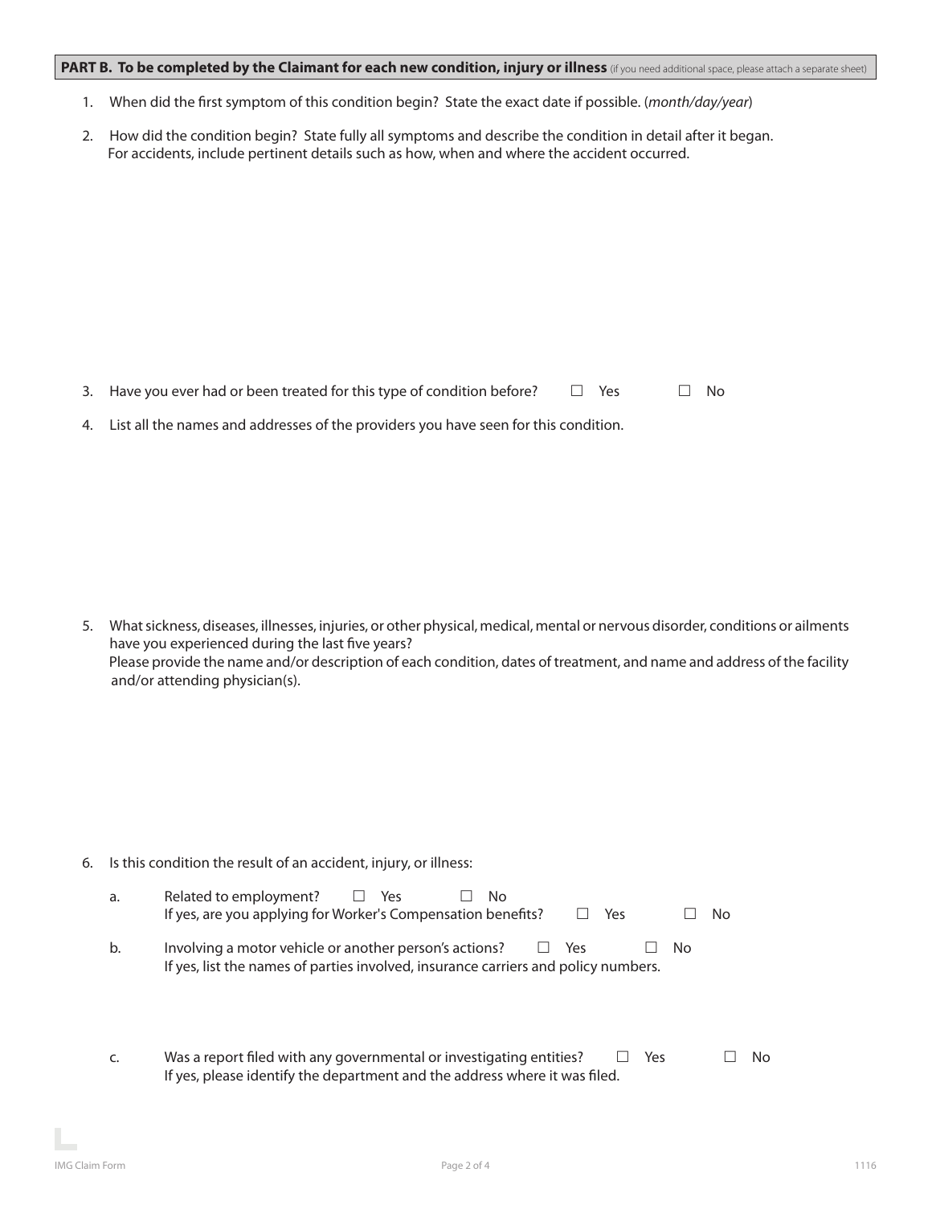**PART B. To be completed by the Claimant for each new condition, injury or illness** (if you need additional space, please attach a separate sheet)

1. When did the first symptom of this condition begin? State the exact date if possible. (*month/day/year*)

2. How did the condition begin? State fully all symptoms and describe the condition in detail after it began. For accidents, include pertinent details such as how, when and where the accident occurred.

3. Have you ever had or been treated for this type of condition before? ☐ Yes ☐ No

4. List all the names and addresses of the providers you have seen for this condition.

5. What sickness, diseases, illnesses, injuries, or other physical, medical, mental or nervous disorder, conditions or ailments have you experienced during the last five years?
   Please provide the name and/or description of each condition, dates of treatment, and name and address of the facility and/or attending physician(s).

6. Is this condition the result of an accident, injury, or illness:

   a. Related to employment? ☐ Yes ☐ No
      If yes, are you applying for Worker's Compensation benefits? ☐ Yes ☐ No

   b. Involving a motor vehicle or another person's actions? ☐ Yes ☐ No
      If yes, list the names of parties involved, insurance carriers and policy numbers.

   c. Was a report filed with any governmental or investigating entities? ☐ Yes ☐ No
      If yes, please identify the department and the address where it was filed.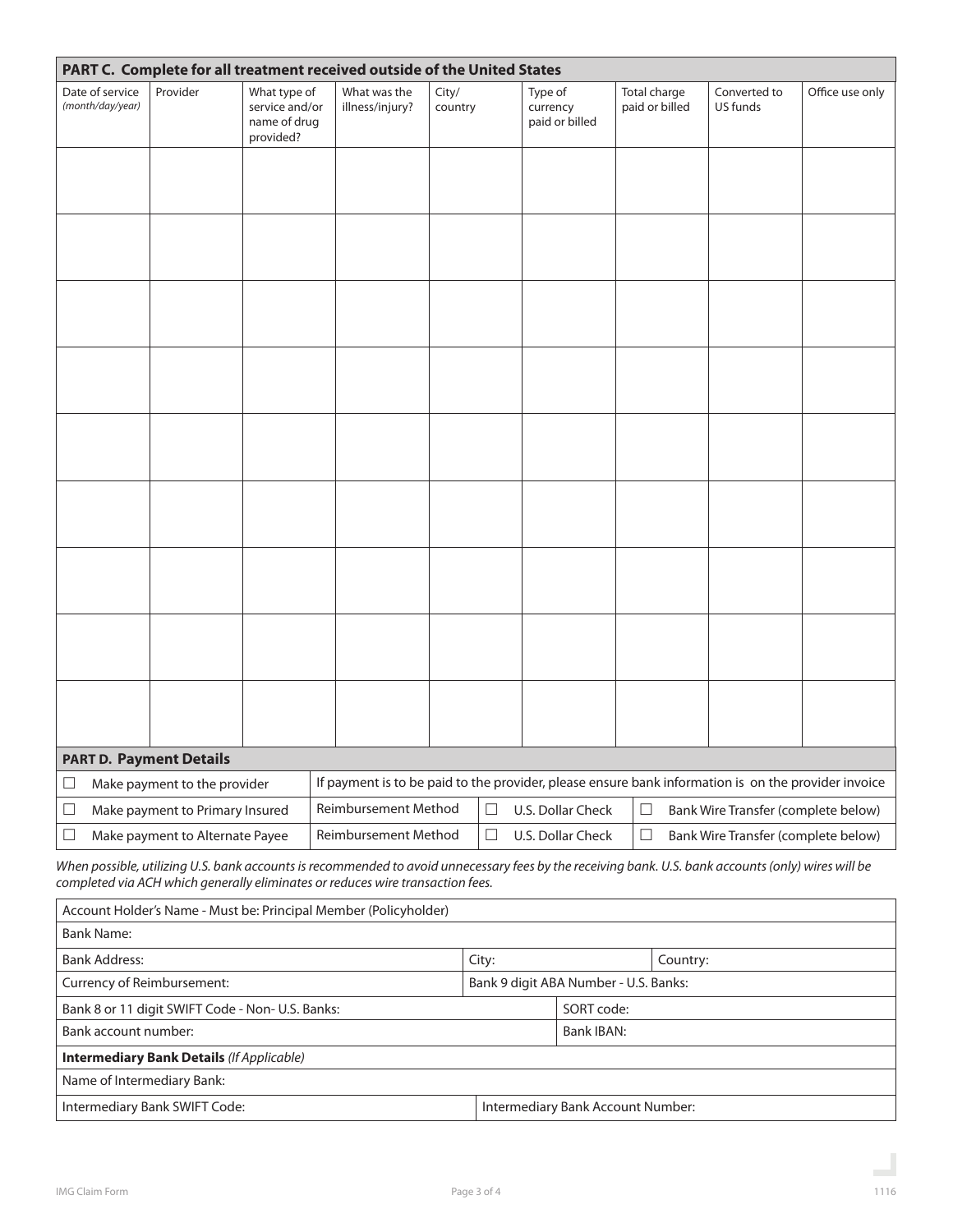## PART C. Complete for all treatment received outside of the United States

| Date of service *(month/day/year)* | Provider | What type of service and/or name of drug provided? | What was the illness/injury? | City/ country | Type of currency paid or billed | Total charge paid or billed | Converted to US funds | Office use only |
|---|---|---|---|---|---|---|---|---|
| | | | | | | | | |
| | | | | | | | | |
| | | | | | | | | |
| | | | | | | | | |
| | | | | | | | | |
| | | | | | | | | |
| | | | | | | | | |
| | | | | | | | | |
| | | | | | | | | |

## PART D. Payment Details

| | | | |
|---|---|---|---|
| ☐ Make payment to the provider | If payment is to be paid to the provider, please ensure bank information is on the provider invoice | | |
| ☐ Make payment to Primary Insured | Reimbursement Method | ☐ U.S. Dollar Check | ☐ Bank Wire Transfer (complete below) |
| ☐ Make payment to Alternate Payee | Reimbursement Method | ☐ U.S. Dollar Check | ☐ Bank Wire Transfer (complete below) |

*When possible, utilizing U.S. bank accounts is recommended to avoid unnecessary fees by the receiving bank. U.S. bank accounts (only) wires will be completed via ACH which generally eliminates or reduces wire transaction fees.*

| | | |
|---|---|---|
| Account Holder's Name - Must be: Principal Member (Policyholder) | | |
| Bank Name: | | |
| Bank Address: | City: | Country: |
| Currency of Reimbursement: | Bank 9 digit ABA Number - U.S. Banks: | |
| Bank 8 or 11 digit SWIFT Code - Non- U.S. Banks: | SORT code: | |
| Bank account number: | Bank IBAN: | |
| **Intermediary Bank Details** *(If Applicable)* | | |
| Name of Intermediary Bank: | | |
| Intermediary Bank SWIFT Code: | Intermediary Bank Account Number: | |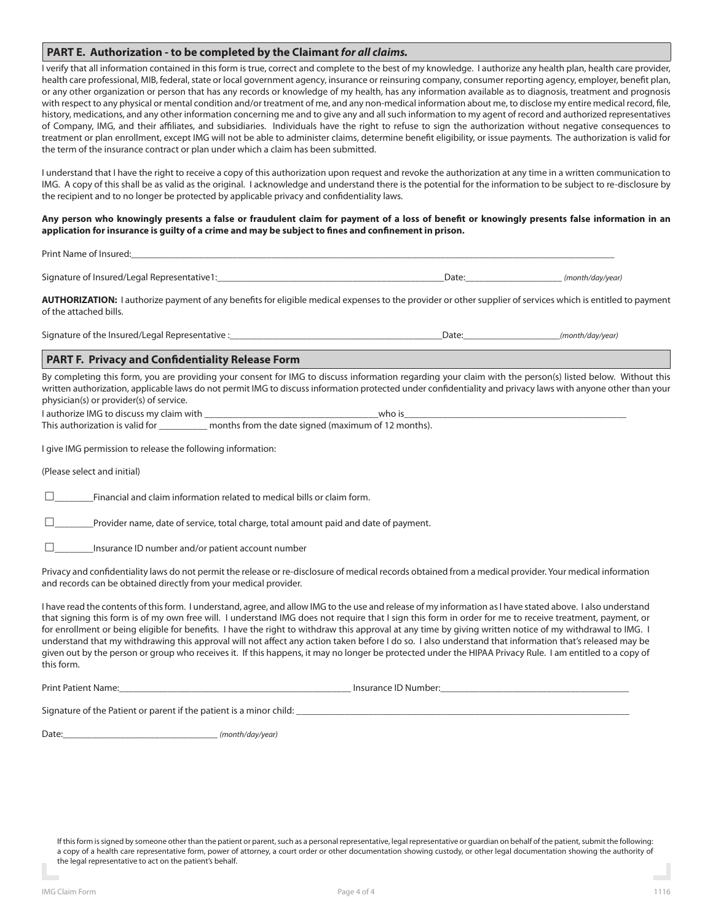## PART E. Authorization - to be completed by the Claimant *for all claims.*

I verify that all information contained in this form is true, correct and complete to the best of my knowledge. I authorize any health plan, health care provider, health care professional, MIB, federal, state or local government agency, insurance or reinsuring company, consumer reporting agency, employer, benefit plan, or any other organization or person that has any records or knowledge of my health, has any information available as to diagnosis, treatment and prognosis with respect to any physical or mental condition and/or treatment of me, and any non-medical information about me, to disclose my entire medical record, file, history, medications, and any other information concerning me and to give any and all such information to my agent of record and authorized representatives of Company, IMG, and their affiliates, and subsidiaries. Individuals have the right to refuse to sign the authorization without negative consequences to treatment or plan enrollment, except IMG will not be able to administer claims, determine benefit eligibility, or issue payments. The authorization is valid for the term of the insurance contract or plan under which a claim has been submitted.

I understand that I have the right to receive a copy of this authorization upon request and revoke the authorization at any time in a written communication to IMG. A copy of this shall be as valid as the original. I acknowledge and understand there is the potential for the information to be subject to re-disclosure by the recipient and to no longer be protected by applicable privacy and confidentiality laws.

**Any person who knowingly presents a false or fraudulent claim for payment of a loss of benefit or knowingly presents false information in an application for insurance is guilty of a crime and may be subject to fines and confinement in prison.**

Print Name of Insured:______________________________________________

Signature of Insured/Legal Representative1:______________________________ Date:____________ *(month/day/year)*

**AUTHORIZATION:** I authorize payment of any benefits for eligible medical expenses to the provider or other supplier of services which is entitled to payment of the attached bills.

Signature of the Insured/Legal Representative :______________________________ Date:____________ *(month/day/year)*

## PART F. Privacy and Confidentiality Release Form

By completing this form, you are providing your consent for IMG to discuss information regarding your claim with the person(s) listed below. Without this written authorization, applicable laws do not permit IMG to discuss information protected under confidentiality and privacy laws with anyone other than your physician(s) or provider(s) of service.

I authorize IMG to discuss my claim with ______________________ who is______________________

This authorization is valid for __________ months from the date signed (maximum of 12 months).

I give IMG permission to release the following information:

(Please select and initial)

☐________Financial and claim information related to medical bills or claim form.

☐________Provider name, date of service, total charge, total amount paid and date of payment.

☐________Insurance ID number and/or patient account number

Privacy and confidentiality laws do not permit the release or re-disclosure of medical records obtained from a medical provider. Your medical information and records can be obtained directly from your medical provider.

I have read the contents of this form. I understand, agree, and allow IMG to the use and release of my information as I have stated above. I also understand that signing this form is of my own free will. I understand IMG does not require that I sign this form in order for me to receive treatment, payment, or for enrollment or being eligible for benefits. I have the right to withdraw this approval at any time by giving written notice of my withdrawal to IMG. I understand that my withdrawing this approval will not affect any action taken before I do so. I also understand that information that's released may be given out by the person or group who receives it. If this happens, it may no longer be protected under the HIPAA Privacy Rule. I am entitled to a copy of this form.

Print Patient Name:______________________________ Insurance ID Number:______________________________

Signature of the Patient or parent if the patient is a minor child: ______________________________

Date:______________________ *(month/day/year)*

If this form is signed by someone other than the patient or parent, such as a personal representative, legal representative or guardian on behalf of the patient, submit the following: a copy of a health care representative form, power of attorney, a court order or other documentation showing custody, or other legal documentation showing the authority of the legal representative to act on the patient's behalf.